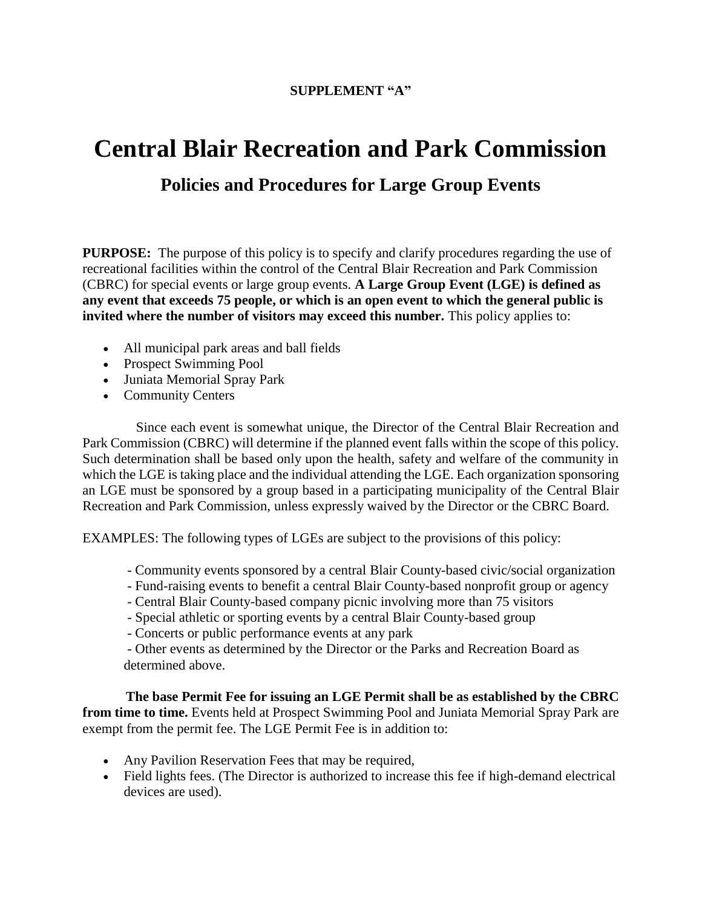**SUPPLEMENT "A"**

# Central Blair Recreation and Park Commission

## Policies and Procedures for Large Group Events

**PURPOSE:** The purpose of this policy is to specify and clarify procedures regarding the use of recreational facilities within the control of the Central Blair Recreation and Park Commission (CBRC) for special events or large group events. **A Large Group Event (LGE) is defined as any event that exceeds 75 people, or which is an open event to which the general public is invited where the number of visitors may exceed this number.** This policy applies to:

- All municipal park areas and ball fields
- Prospect Swimming Pool
- Juniata Memorial Spray Park
- Community Centers

Since each event is somewhat unique, the Director of the Central Blair Recreation and Park Commission (CBRC) will determine if the planned event falls within the scope of this policy. Such determination shall be based only upon the health, safety and welfare of the community in which the LGE is taking place and the individual attending the LGE. Each organization sponsoring an LGE must be sponsored by a group based in a participating municipality of the Central Blair Recreation and Park Commission, unless expressly waived by the Director or the CBRC Board.

EXAMPLES: The following types of LGEs are subject to the provisions of this policy:

- Community events sponsored by a central Blair County-based civic/social organization
- Fund-raising events to benefit a central Blair County-based nonprofit group or agency
- Central Blair County-based company picnic involving more than 75 visitors
- Special athletic or sporting events by a central Blair County-based group
- Concerts or public performance events at any park
- Other events as determined by the Director or the Parks and Recreation Board as determined above.

**The base Permit Fee for issuing an LGE Permit shall be as established by the CBRC from time to time.** Events held at Prospect Swimming Pool and Juniata Memorial Spray Park are exempt from the permit fee. The LGE Permit Fee is in addition to:

- Any Pavilion Reservation Fees that may be required,
- Field lights fees. (The Director is authorized to increase this fee if high-demand electrical devices are used).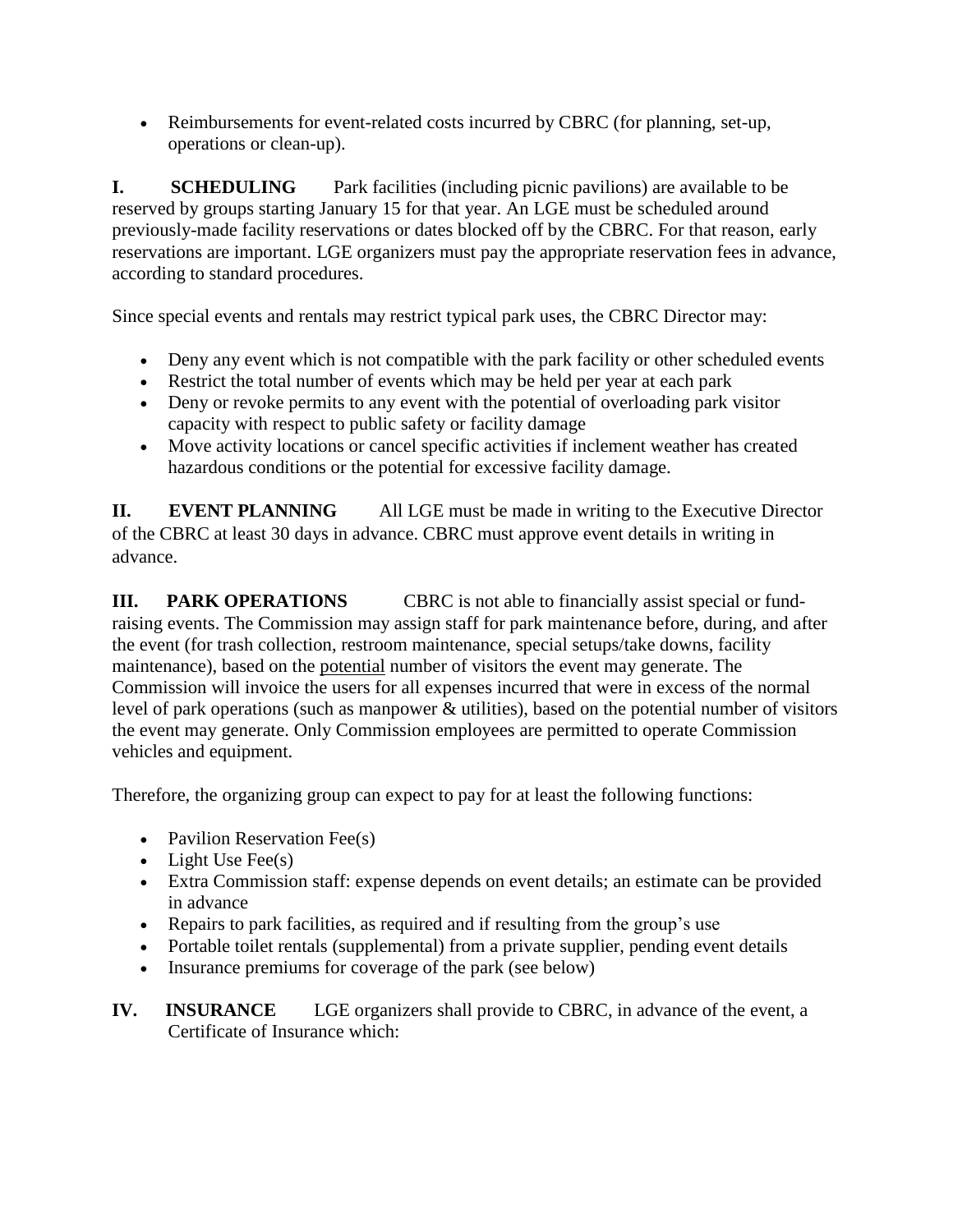- Reimbursements for event-related costs incurred by CBRC (for planning, set-up, operations or clean-up).

**I. SCHEDULING** Park facilities (including picnic pavilions) are available to be reserved by groups starting January 15 for that year. An LGE must be scheduled around previously-made facility reservations or dates blocked off by the CBRC. For that reason, early reservations are important. LGE organizers must pay the appropriate reservation fees in advance, according to standard procedures.

Since special events and rentals may restrict typical park uses, the CBRC Director may:

- Deny any event which is not compatible with the park facility or other scheduled events
- Restrict the total number of events which may be held per year at each park
- Deny or revoke permits to any event with the potential of overloading park visitor capacity with respect to public safety or facility damage
- Move activity locations or cancel specific activities if inclement weather has created hazardous conditions or the potential for excessive facility damage.

**II. EVENT PLANNING** All LGE must be made in writing to the Executive Director of the CBRC at least 30 days in advance. CBRC must approve event details in writing in advance.

**III. PARK OPERATIONS** CBRC is not able to financially assist special or fund-raising events. The Commission may assign staff for park maintenance before, during, and after the event (for trash collection, restroom maintenance, special setups/take downs, facility maintenance), based on the <u>potential</u> number of visitors the event may generate. The Commission will invoice the users for all expenses incurred that were in excess of the normal level of park operations (such as manpower & utilities), based on the potential number of visitors the event may generate. Only Commission employees are permitted to operate Commission vehicles and equipment.

Therefore, the organizing group can expect to pay for at least the following functions:

- Pavilion Reservation Fee(s)
- Light Use Fee(s)
- Extra Commission staff: expense depends on event details; an estimate can be provided in advance
- Repairs to park facilities, as required and if resulting from the group's use
- Portable toilet rentals (supplemental) from a private supplier, pending event details
- Insurance premiums for coverage of the park (see below)

**IV. INSURANCE** LGE organizers shall provide to CBRC, in advance of the event, a Certificate of Insurance which: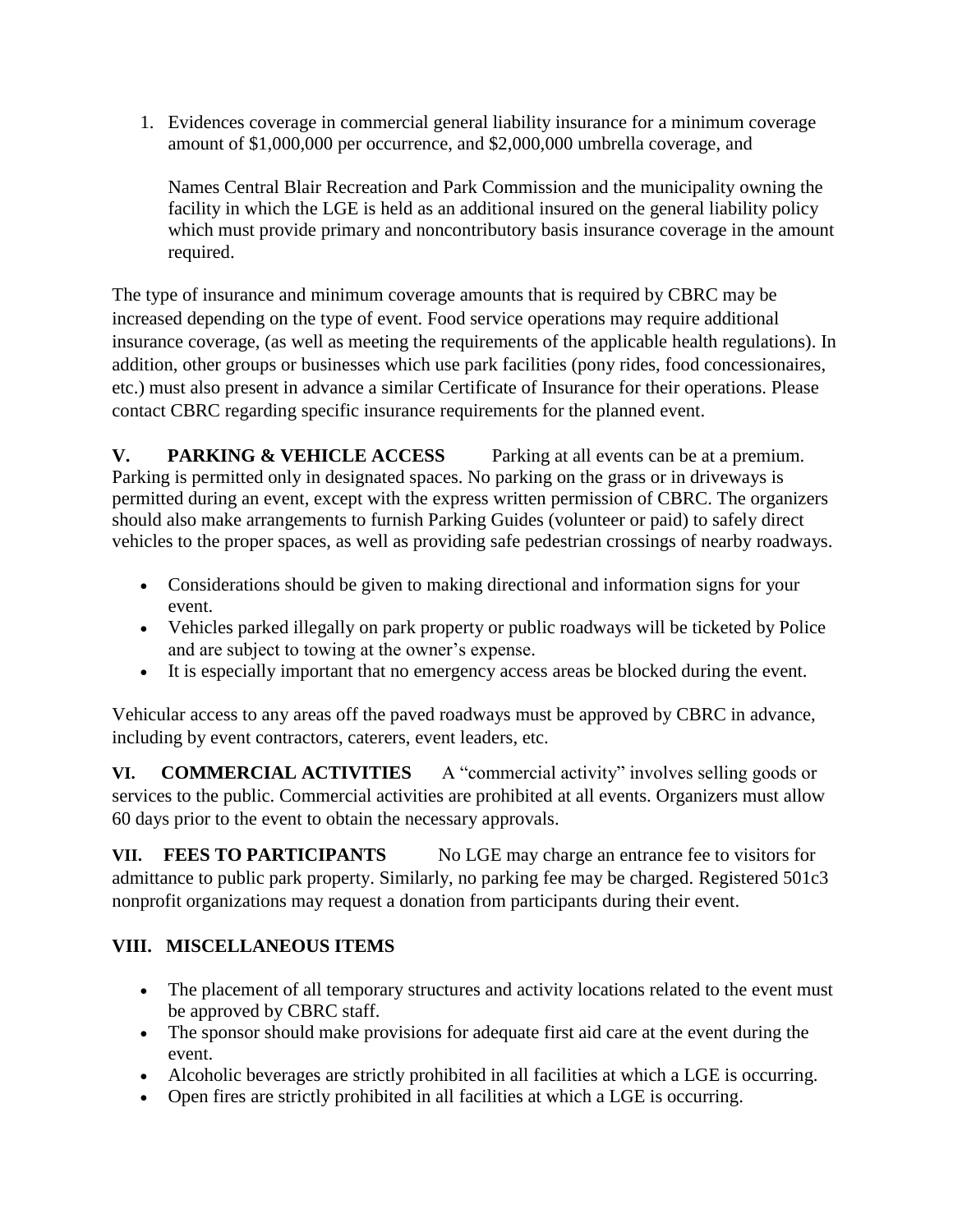1. Evidences coverage in commercial general liability insurance for a minimum coverage amount of $1,000,000 per occurrence, and $2,000,000 umbrella coverage, and

   Names Central Blair Recreation and Park Commission and the municipality owning the facility in which the LGE is held as an additional insured on the general liability policy which must provide primary and noncontributory basis insurance coverage in the amount required.

The type of insurance and minimum coverage amounts that is required by CBRC may be increased depending on the type of event. Food service operations may require additional insurance coverage, (as well as meeting the requirements of the applicable health regulations). In addition, other groups or businesses which use park facilities (pony rides, food concessionaires, etc.) must also present in advance a similar Certificate of Insurance for their operations. Please contact CBRC regarding specific insurance requirements for the planned event.

**V. PARKING & VEHICLE ACCESS** Parking at all events can be at a premium. Parking is permitted only in designated spaces. No parking on the grass or in driveways is permitted during an event, except with the express written permission of CBRC. The organizers should also make arrangements to furnish Parking Guides (volunteer or paid) to safely direct vehicles to the proper spaces, as well as providing safe pedestrian crossings of nearby roadways.

- Considerations should be given to making directional and information signs for your event.
- Vehicles parked illegally on park property or public roadways will be ticketed by Police and are subject to towing at the owner's expense.
- It is especially important that no emergency access areas be blocked during the event.

Vehicular access to any areas off the paved roadways must be approved by CBRC in advance, including by event contractors, caterers, event leaders, etc.

**VI. COMMERCIAL ACTIVITIES** A "commercial activity" involves selling goods or services to the public. Commercial activities are prohibited at all events. Organizers must allow 60 days prior to the event to obtain the necessary approvals.

**VII. FEES TO PARTICIPANTS** No LGE may charge an entrance fee to visitors for admittance to public park property. Similarly, no parking fee may be charged. Registered 501c3 nonprofit organizations may request a donation from participants during their event.

**VIII. MISCELLANEOUS ITEMS**

- The placement of all temporary structures and activity locations related to the event must be approved by CBRC staff.
- The sponsor should make provisions for adequate first aid care at the event during the event.
- Alcoholic beverages are strictly prohibited in all facilities at which a LGE is occurring.
- Open fires are strictly prohibited in all facilities at which a LGE is occurring.